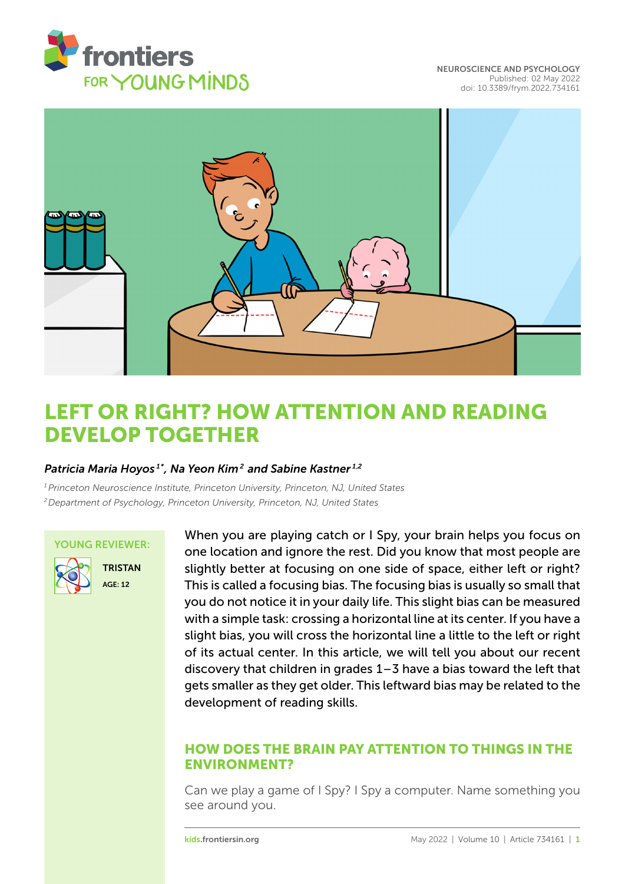NEUROSCIENCE AND PSYCHOLOGY
Published: 02 May 2022
doi: 10.3389/frym.2022.734161

# LEFT OR RIGHT? HOW ATTENTION AND READING DEVELOP TOGETHER

***Patricia Maria Hoyos*** [1*]***, Na Yeon Kim*** [2] ***and Sabine Kastner*** [1,2]

[1] *Princeton Neuroscience Institute, Princeton University, Princeton, NJ, United States*
[2] *Department of Psychology, Princeton University, Princeton, NJ, United States*

YOUNG REVIEWER:

TRISTAN
AGE: 12

When you are playing catch or I Spy, your brain helps you focus on one location and ignore the rest. Did you know that most people are slightly better at focusing on one side of space, either left or right? This is called a focusing bias. The focusing bias is usually so small that you do not notice it in your daily life. This slight bias can be measured with a simple task: crossing a horizontal line at its center. If you have a slight bias, you will cross the horizontal line a little to the left or right of its actual center. In this article, we will tell you about our recent discovery that children in grades 1–3 have a bias toward the left that gets smaller as they get older. This leftward bias may be related to the development of reading skills.

## HOW DOES THE BRAIN PAY ATTENTION TO THINGS IN THE ENVIRONMENT?

Can we play a game of I Spy? I Spy a computer. Name something you see around you.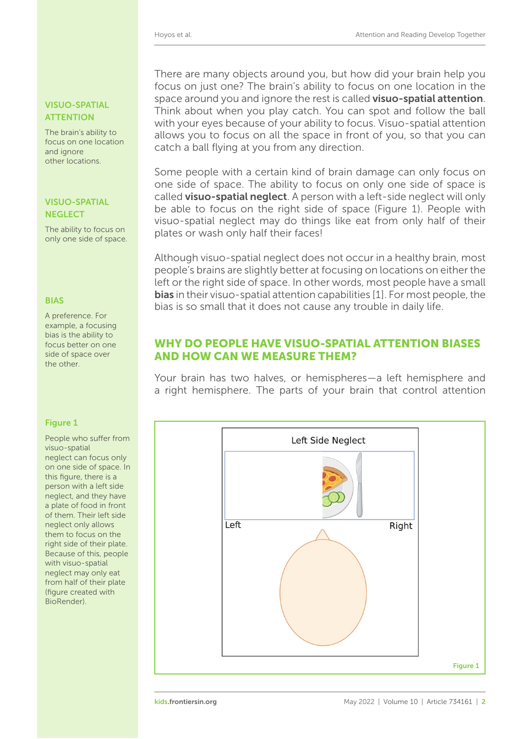There are many objects around you, but how did your brain help you focus on just one? The brain's ability to focus on one location in the space around you and ignore the rest is called **visuo-spatial attention**. Think about when you play catch. You can spot and follow the ball with your eyes because of your ability to focus. Visuo-spatial attention allows you to focus on all the space in front of you, so that you can catch a ball flying at you from any direction.

**VISUO-SPATIAL ATTENTION**

The brain's ability to focus on one location and ignore other locations.

Some people with a certain kind of brain damage can only focus on one side of space. The ability to focus on only one side of space is called **visuo-spatial neglect**. A person with a left-side neglect will only be able to focus on the right side of space (Figure 1). People with visuo-spatial neglect may do things like eat from only half of their plates or wash only half their faces!

**VISUO-SPATIAL NEGLECT**

The ability to focus on only one side of space.

Although visuo-spatial neglect does not occur in a healthy brain, most people's brains are slightly better at focusing on locations on either the left or the right side of space. In other words, most people have a small **bias** in their visuo-spatial attention capabilities [1]. For most people, the bias is so small that it does not cause any trouble in daily life.

**BIAS**

A preference. For example, a focusing bias is the ability to focus better on one side of space over the other.

## WHY DO PEOPLE HAVE VISUO-SPATIAL ATTENTION BIASES AND HOW CAN WE MEASURE THEM?

Your brain has two halves, or hemispheres—a left hemisphere and a right hemisphere. The parts of your brain that control attention

Left Side Neglect

Left

Right

**Figure 1**

People who suffer from visuo-spatial neglect can focus only on one side of space. In this figure, there is a person with a left side neglect, and they have a plate of food in front of them. Their left side neglect only allows them to focus on the right side of their plate. Because of this, people with visuo-spatial neglect may only eat from half of their plate (figure created with BioRender).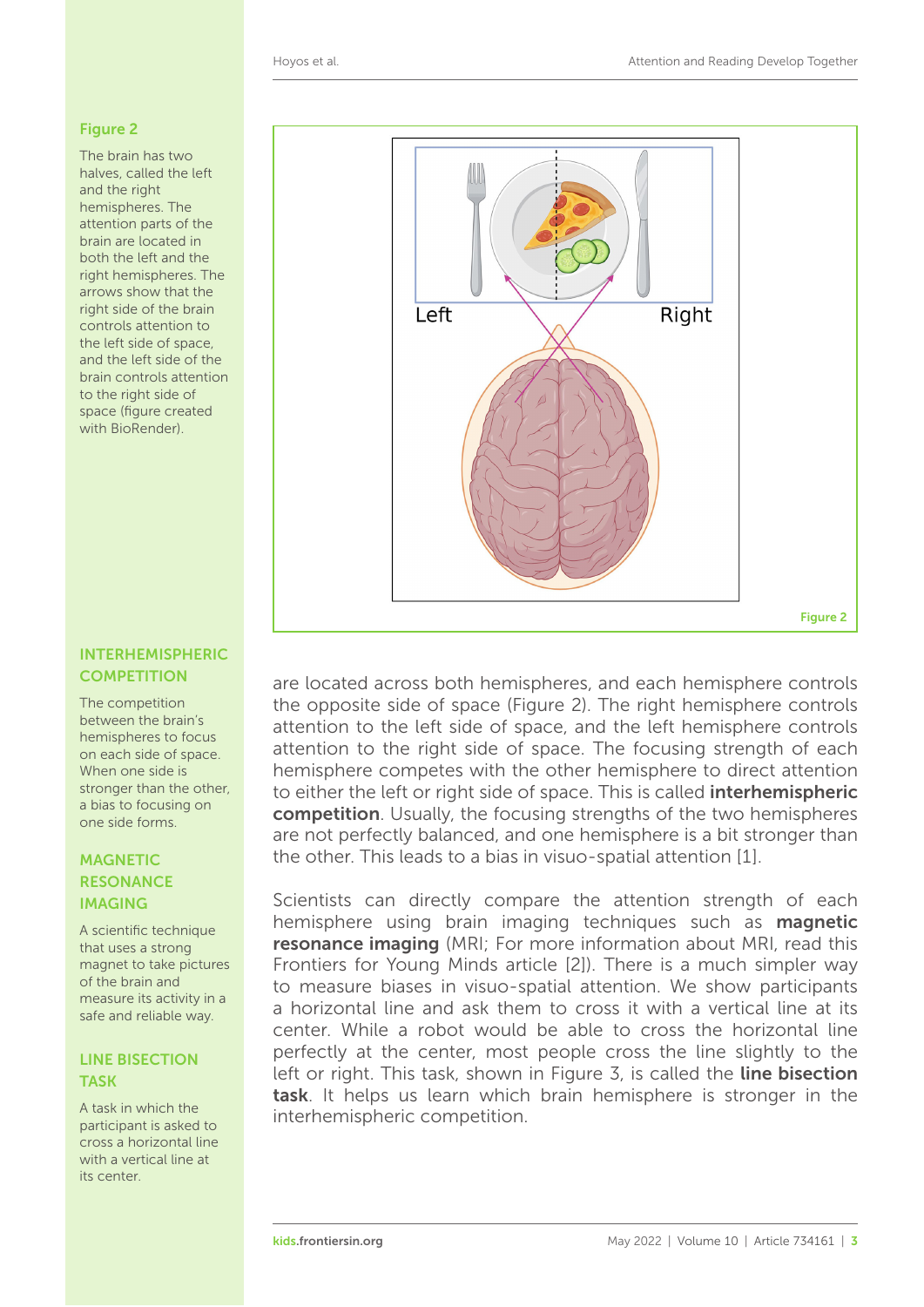**Figure 2**

The brain has two halves, called the left and the right hemispheres. The attention parts of the brain are located in both the left and the right hemispheres. The arrows show that the right side of the brain controls attention to the left side of space, and the left side of the brain controls attention to the right side of space (figure created with BioRender).

are located across both hemispheres, and each hemisphere controls the opposite side of space (Figure 2). The right hemisphere controls attention to the left side of space, and the left hemisphere controls attention to the right side of space. The focusing strength of each hemisphere competes with the other hemisphere to direct attention to either the left or right side of space. This is called **interhemispheric competition**. Usually, the focusing strengths of the two hemispheres are not perfectly balanced, and one hemisphere is a bit stronger than the other. This leads to a bias in visuo-spatial attention [1].

**INTERHEMISPHERIC COMPETITION**

The competition between the brain's hemispheres to focus on each side of space. When one side is stronger than the other, a bias to focusing on one side forms.

Scientists can directly compare the attention strength of each hemisphere using brain imaging techniques such as **magnetic resonance imaging** (MRI; For more information about MRI, read this Frontiers for Young Minds article [2]). There is a much simpler way to measure biases in visuo-spatial attention. We show participants a horizontal line and ask them to cross it with a vertical line at its center. While a robot would be able to cross the horizontal line perfectly at the center, most people cross the line slightly to the left or right. This task, shown in Figure 3, is called the **line bisection task**. It helps us learn which brain hemisphere is stronger in the interhemispheric competition.

**MAGNETIC RESONANCE IMAGING**

A scientific technique that uses a strong magnet to take pictures of the brain and measure its activity in a safe and reliable way.

**LINE BISECTION TASK**

A task in which the participant is asked to cross a horizontal line with a vertical line at its center.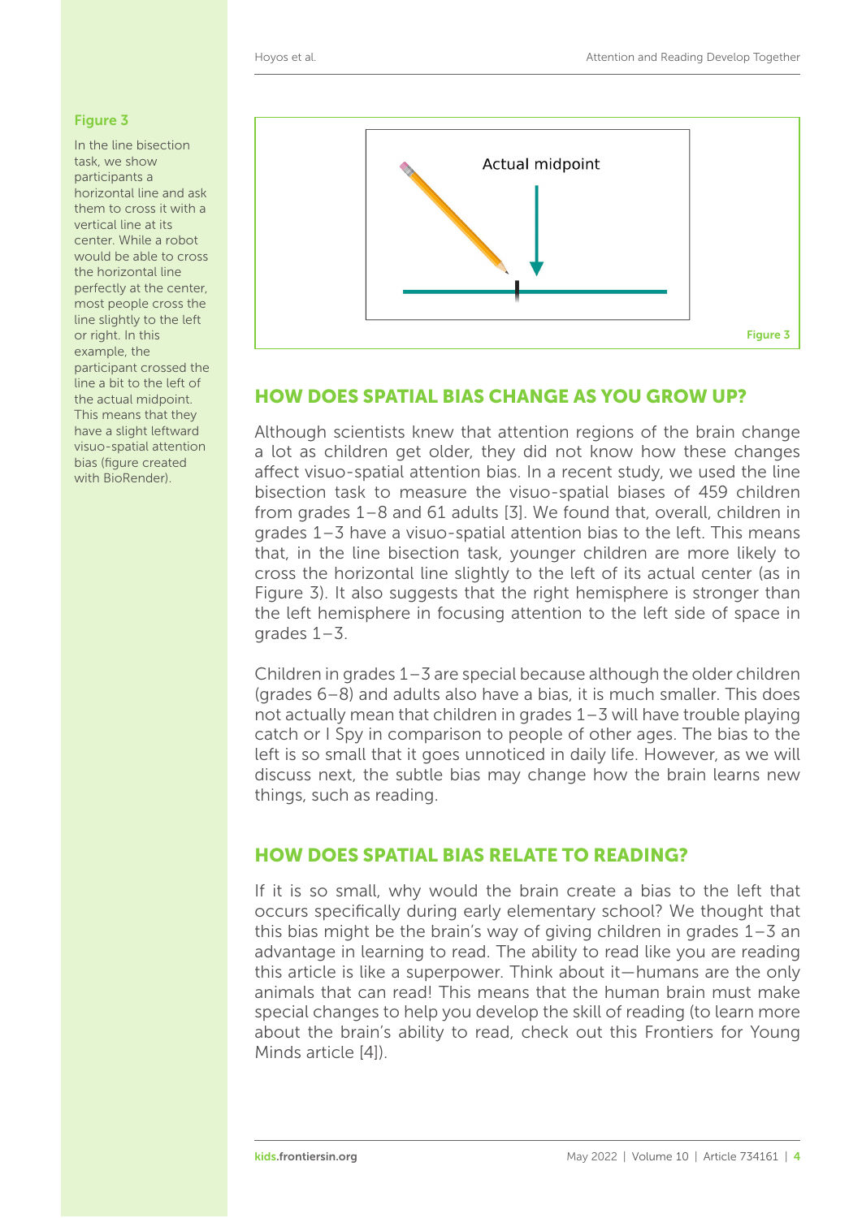**Figure 3**

In the line bisection task, we show participants a horizontal line and ask them to cross it with a vertical line at its center. While a robot would be able to cross the horizontal line perfectly at the center, most people cross the line slightly to the left or right. In this example, the participant crossed the line a bit to the left of the actual midpoint. This means that they have a slight leftward visuo-spatial attention bias (figure created with BioRender).

## HOW DOES SPATIAL BIAS CHANGE AS YOU GROW UP?

Although scientists knew that attention regions of the brain change a lot as children get older, they did not know how these changes affect visuo-spatial attention bias. In a recent study, we used the line bisection task to measure the visuo-spatial biases of 459 children from grades 1–8 and 61 adults [3]. We found that, overall, children in grades 1–3 have a visuo-spatial attention bias to the left. This means that, in the line bisection task, younger children are more likely to cross the horizontal line slightly to the left of its actual center (as in Figure 3). It also suggests that the right hemisphere is stronger than the left hemisphere in focusing attention to the left side of space in grades 1–3.

Children in grades 1–3 are special because although the older children (grades 6–8) and adults also have a bias, it is much smaller. This does not actually mean that children in grades 1–3 will have trouble playing catch or I Spy in comparison to people of other ages. The bias to the left is so small that it goes unnoticed in daily life. However, as we will discuss next, the subtle bias may change how the brain learns new things, such as reading.

## HOW DOES SPATIAL BIAS RELATE TO READING?

If it is so small, why would the brain create a bias to the left that occurs specifically during early elementary school? We thought that this bias might be the brain's way of giving children in grades 1–3 an advantage in learning to read. The ability to read like you are reading this article is like a superpower. Think about it—humans are the only animals that can read! This means that the human brain must make special changes to help you develop the skill of reading (to learn more about the brain's ability to read, check out this Frontiers for Young Minds article [4]).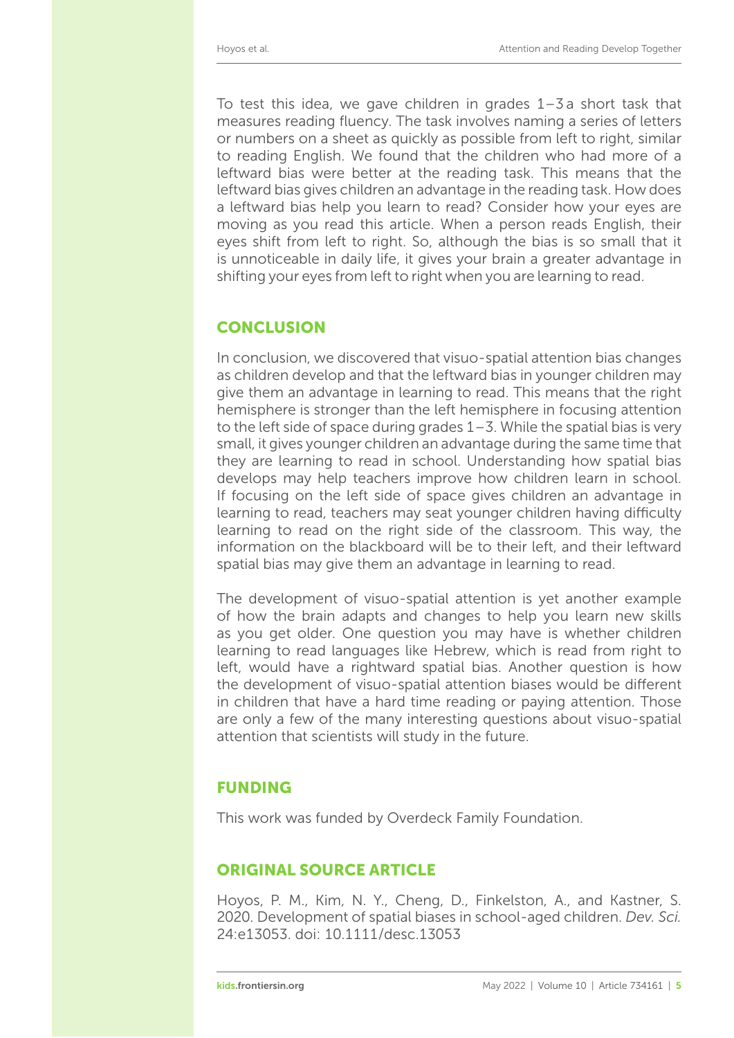To test this idea, we gave children in grades 1–3 a short task that measures reading fluency. The task involves naming a series of letters or numbers on a sheet as quickly as possible from left to right, similar to reading English. We found that the children who had more of a leftward bias were better at the reading task. This means that the leftward bias gives children an advantage in the reading task. How does a leftward bias help you learn to read? Consider how your eyes are moving as you read this article. When a person reads English, their eyes shift from left to right. So, although the bias is so small that it is unnoticeable in daily life, it gives your brain a greater advantage in shifting your eyes from left to right when you are learning to read.

## CONCLUSION

In conclusion, we discovered that visuo-spatial attention bias changes as children develop and that the leftward bias in younger children may give them an advantage in learning to read. This means that the right hemisphere is stronger than the left hemisphere in focusing attention to the left side of space during grades 1–3. While the spatial bias is very small, it gives younger children an advantage during the same time that they are learning to read in school. Understanding how spatial bias develops may help teachers improve how children learn in school. If focusing on the left side of space gives children an advantage in learning to read, teachers may seat younger children having difficulty learning to read on the right side of the classroom. This way, the information on the blackboard will be to their left, and their leftward spatial bias may give them an advantage in learning to read.

The development of visuo-spatial attention is yet another example of how the brain adapts and changes to help you learn new skills as you get older. One question you may have is whether children learning to read languages like Hebrew, which is read from right to left, would have a rightward spatial bias. Another question is how the development of visuo-spatial attention biases would be different in children that have a hard time reading or paying attention. Those are only a few of the many interesting questions about visuo-spatial attention that scientists will study in the future.

## FUNDING

This work was funded by Overdeck Family Foundation.

## ORIGINAL SOURCE ARTICLE

Hoyos, P. M., Kim, N. Y., Cheng, D., Finkelston, A., and Kastner, S. 2020. Development of spatial biases in school-aged children. *Dev. Sci.* 24:e13053. doi: 10.1111/desc.13053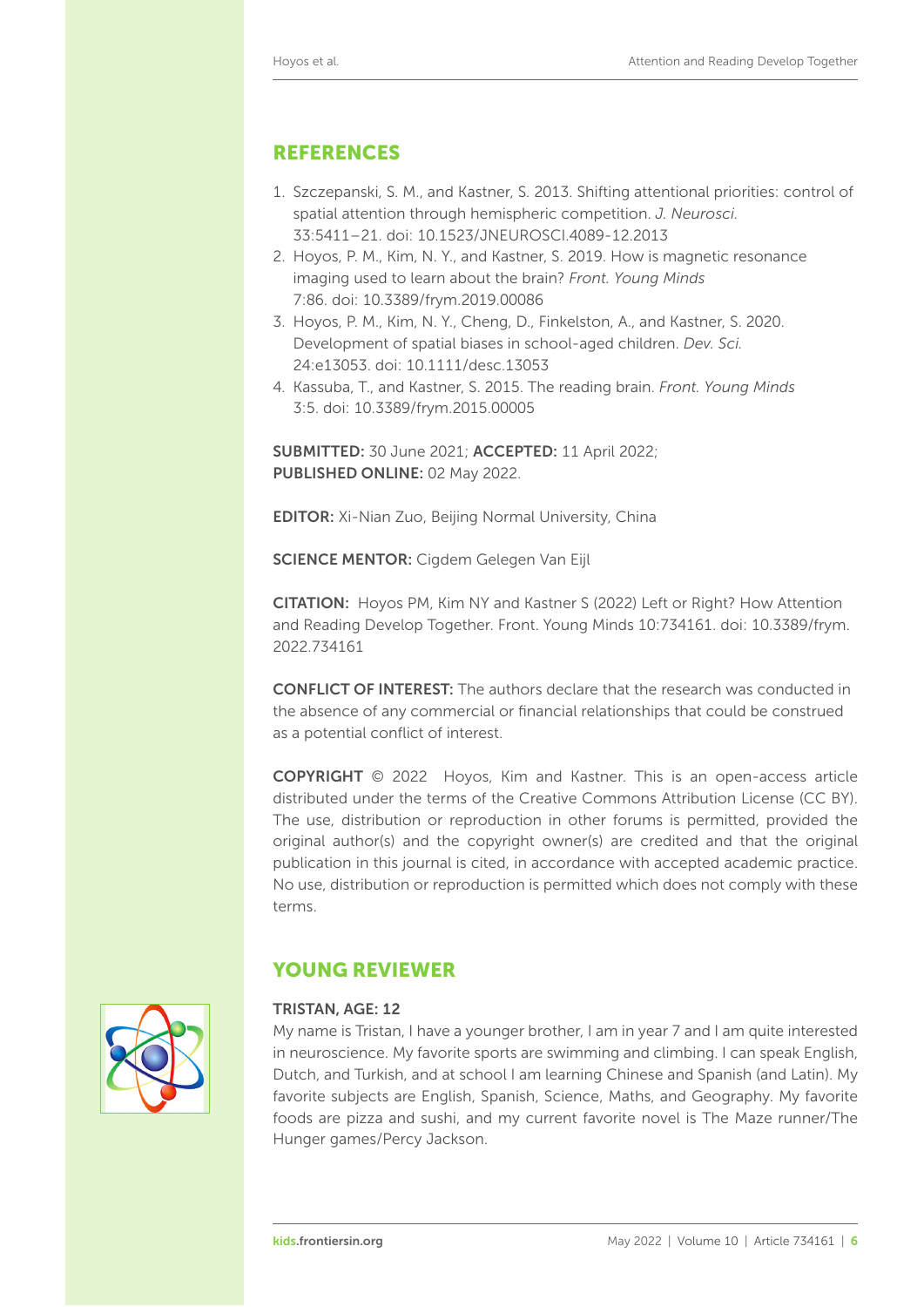## REFERENCES

1. Szczepanski, S. M., and Kastner, S. 2013. Shifting attentional priorities: control of spatial attention through hemispheric competition. *J. Neurosci.* 33:5411–21. doi: 10.1523/JNEUROSCI.4089-12.2013
2. Hoyos, P. M., Kim, N. Y., and Kastner, S. 2019. How is magnetic resonance imaging used to learn about the brain? *Front. Young Minds* 7:86. doi: 10.3389/frym.2019.00086
3. Hoyos, P. M., Kim, N. Y., Cheng, D., Finkelston, A., and Kastner, S. 2020. Development of spatial biases in school-aged children. *Dev. Sci.* 24:e13053. doi: 10.1111/desc.13053
4. Kassuba, T., and Kastner, S. 2015. The reading brain. *Front. Young Minds* 3:5. doi: 10.3389/frym.2015.00005

**SUBMITTED:** 30 June 2021; **ACCEPTED:** 11 April 2022;
**PUBLISHED ONLINE:** 02 May 2022.

**EDITOR:** Xi-Nian Zuo, Beijing Normal University, China

**SCIENCE MENTOR:** Cigdem Gelegen Van Eijl

**CITATION:** Hoyos PM, Kim NY and Kastner S (2022) Left or Right? How Attention and Reading Develop Together. Front. Young Minds 10:734161. doi: 10.3389/frym.2022.734161

**CONFLICT OF INTEREST:** The authors declare that the research was conducted in the absence of any commercial or financial relationships that could be construed as a potential conflict of interest.

**COPYRIGHT** © 2022 Hoyos, Kim and Kastner. This is an open-access article distributed under the terms of the Creative Commons Attribution License (CC BY). The use, distribution or reproduction in other forums is permitted, provided the original author(s) and the copyright owner(s) are credited and that the original publication in this journal is cited, in accordance with accepted academic practice. No use, distribution or reproduction is permitted which does not comply with these terms.

## YOUNG REVIEWER

**TRISTAN, AGE: 12**

My name is Tristan, I have a younger brother, I am in year 7 and I am quite interested in neuroscience. My favorite sports are swimming and climbing. I can speak English, Dutch, and Turkish, and at school I am learning Chinese and Spanish (and Latin). My favorite subjects are English, Spanish, Science, Maths, and Geography. My favorite foods are pizza and sushi, and my current favorite novel is The Maze runner/The Hunger games/Percy Jackson.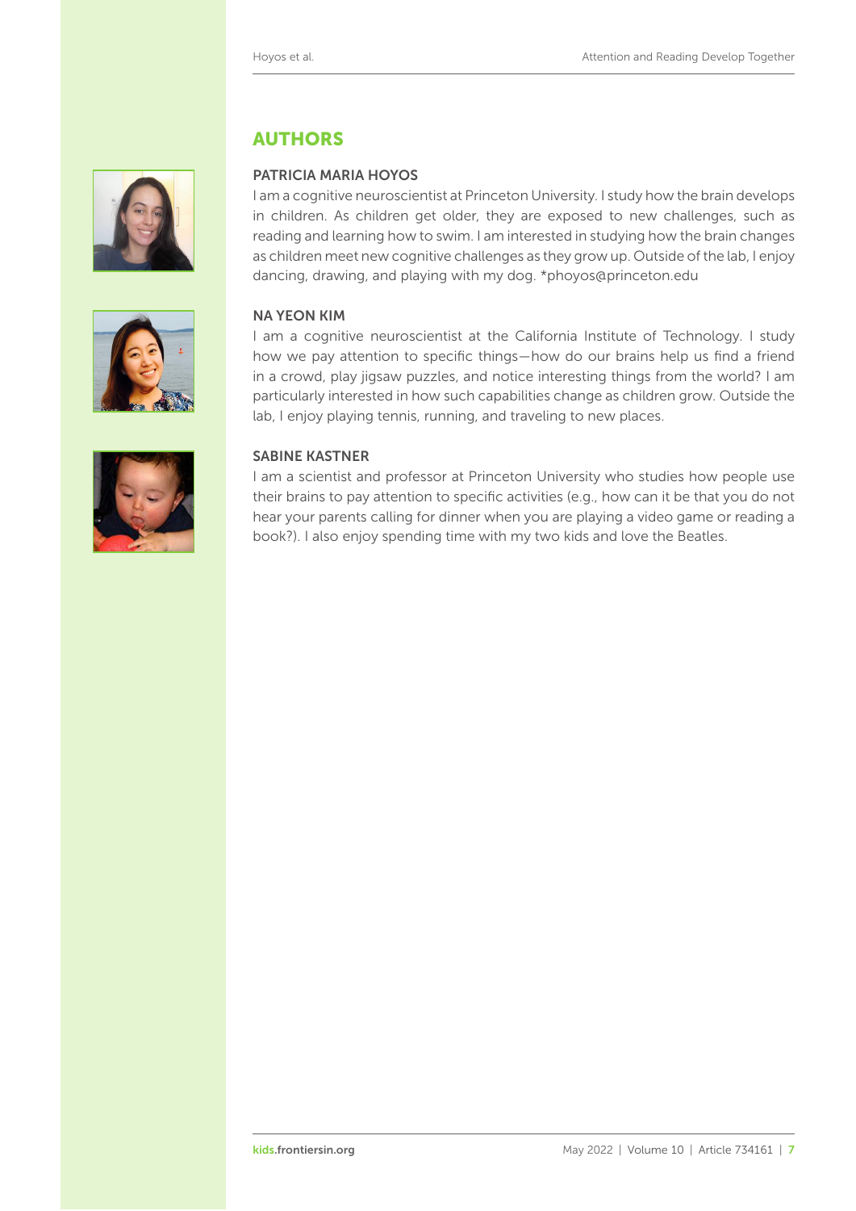## AUTHORS

### PATRICIA MARIA HOYOS

I am a cognitive neuroscientist at Princeton University. I study how the brain develops in children. As children get older, they are exposed to new challenges, such as reading and learning how to swim. I am interested in studying how the brain changes as children meet new cognitive challenges as they grow up. Outside of the lab, I enjoy dancing, drawing, and playing with my dog. *phoyos@princeton.edu

### NA YEON KIM

I am a cognitive neuroscientist at the California Institute of Technology. I study how we pay attention to specific things—how do our brains help us find a friend in a crowd, play jigsaw puzzles, and notice interesting things from the world? I am particularly interested in how such capabilities change as children grow. Outside the lab, I enjoy playing tennis, running, and traveling to new places.

### SABINE KASTNER

I am a scientist and professor at Princeton University who studies how people use their brains to pay attention to specific activities (e.g., how can it be that you do not hear your parents calling for dinner when you are playing a video game or reading a book?). I also enjoy spending time with my two kids and love the Beatles.